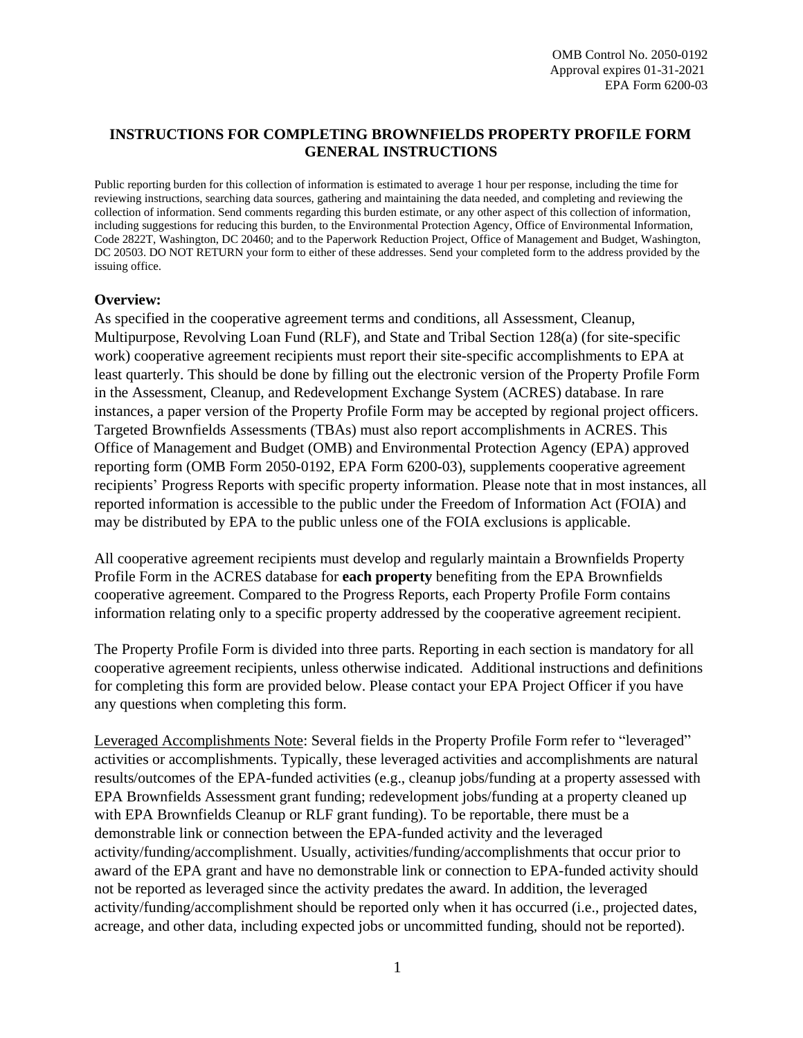OMB Control No. 2050-0192
Approval expires 01-31-2021
EPA Form 6200-03

# INSTRUCTIONS FOR COMPLETING BROWNFIELDS PROPERTY PROFILE FORM GENERAL INSTRUCTIONS

Public reporting burden for this collection of information is estimated to average 1 hour per response, including the time for reviewing instructions, searching data sources, gathering and maintaining the data needed, and completing and reviewing the collection of information. Send comments regarding this burden estimate, or any other aspect of this collection of information, including suggestions for reducing this burden, to the Environmental Protection Agency, Office of Environmental Information, Code 2822T, Washington, DC 20460; and to the Paperwork Reduction Project, Office of Management and Budget, Washington, DC 20503. DO NOT RETURN your form to either of these addresses. Send your completed form to the address provided by the issuing office.

## Overview:

As specified in the cooperative agreement terms and conditions, all Assessment, Cleanup, Multipurpose, Revolving Loan Fund (RLF), and State and Tribal Section 128(a) (for site-specific work) cooperative agreement recipients must report their site-specific accomplishments to EPA at least quarterly. This should be done by filling out the electronic version of the Property Profile Form in the Assessment, Cleanup, and Redevelopment Exchange System (ACRES) database. In rare instances, a paper version of the Property Profile Form may be accepted by regional project officers. Targeted Brownfields Assessments (TBAs) must also report accomplishments in ACRES. This Office of Management and Budget (OMB) and Environmental Protection Agency (EPA) approved reporting form (OMB Form 2050-0192, EPA Form 6200-03), supplements cooperative agreement recipients' Progress Reports with specific property information. Please note that in most instances, all reported information is accessible to the public under the Freedom of Information Act (FOIA) and may be distributed by EPA to the public unless one of the FOIA exclusions is applicable.

All cooperative agreement recipients must develop and regularly maintain a Brownfields Property Profile Form in the ACRES database for **each property** benefiting from the EPA Brownfields cooperative agreement. Compared to the Progress Reports, each Property Profile Form contains information relating only to a specific property addressed by the cooperative agreement recipient.

The Property Profile Form is divided into three parts. Reporting in each section is mandatory for all cooperative agreement recipients, unless otherwise indicated. Additional instructions and definitions for completing this form are provided below. Please contact your EPA Project Officer if you have any questions when completing this form.

Leveraged Accomplishments Note: Several fields in the Property Profile Form refer to "leveraged" activities or accomplishments. Typically, these leveraged activities and accomplishments are natural results/outcomes of the EPA-funded activities (e.g., cleanup jobs/funding at a property assessed with EPA Brownfields Assessment grant funding; redevelopment jobs/funding at a property cleaned up with EPA Brownfields Cleanup or RLF grant funding). To be reportable, there must be a demonstrable link or connection between the EPA-funded activity and the leveraged activity/funding/accomplishment. Usually, activities/funding/accomplishments that occur prior to award of the EPA grant and have no demonstrable link or connection to EPA-funded activity should not be reported as leveraged since the activity predates the award. In addition, the leveraged activity/funding/accomplishment should be reported only when it has occurred (i.e., projected dates, acreage, and other data, including expected jobs or uncommitted funding, should not be reported).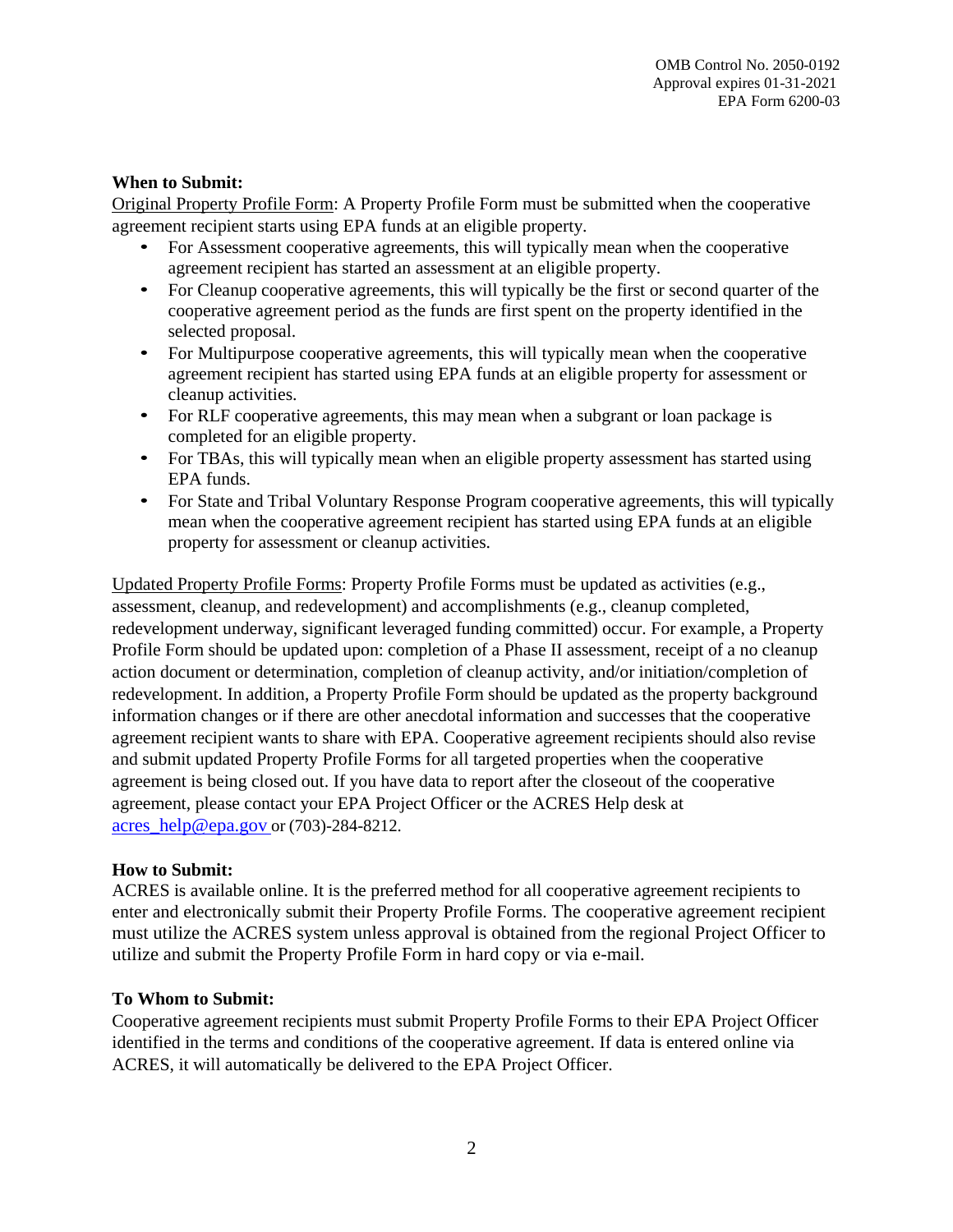**When to Submit:**

Original Property Profile Form: A Property Profile Form must be submitted when the cooperative agreement recipient starts using EPA funds at an eligible property.

- For Assessment cooperative agreements, this will typically mean when the cooperative agreement recipient has started an assessment at an eligible property.
- For Cleanup cooperative agreements, this will typically be the first or second quarter of the cooperative agreement period as the funds are first spent on the property identified in the selected proposal.
- For Multipurpose cooperative agreements, this will typically mean when the cooperative agreement recipient has started using EPA funds at an eligible property for assessment or cleanup activities.
- For RLF cooperative agreements, this may mean when a subgrant or loan package is completed for an eligible property.
- For TBAs, this will typically mean when an eligible property assessment has started using EPA funds.
- For State and Tribal Voluntary Response Program cooperative agreements, this will typically mean when the cooperative agreement recipient has started using EPA funds at an eligible property for assessment or cleanup activities.

Updated Property Profile Forms: Property Profile Forms must be updated as activities (e.g., assessment, cleanup, and redevelopment) and accomplishments (e.g., cleanup completed, redevelopment underway, significant leveraged funding committed) occur. For example, a Property Profile Form should be updated upon: completion of a Phase II assessment, receipt of a no cleanup action document or determination, completion of cleanup activity, and/or initiation/completion of redevelopment. In addition, a Property Profile Form should be updated as the property background information changes or if there are other anecdotal information and successes that the cooperative agreement recipient wants to share with EPA. Cooperative agreement recipients should also revise and submit updated Property Profile Forms for all targeted properties when the cooperative agreement is being closed out. If you have data to report after the closeout of the cooperative agreement, please contact your EPA Project Officer or the ACRES Help desk at acres_help@epa.gov or (703)-284-8212.

**How to Submit:**

ACRES is available online. It is the preferred method for all cooperative agreement recipients to enter and electronically submit their Property Profile Forms. The cooperative agreement recipient must utilize the ACRES system unless approval is obtained from the regional Project Officer to utilize and submit the Property Profile Form in hard copy or via e-mail.

**To Whom to Submit:**

Cooperative agreement recipients must submit Property Profile Forms to their EPA Project Officer identified in the terms and conditions of the cooperative agreement. If data is entered online via ACRES, it will automatically be delivered to the EPA Project Officer.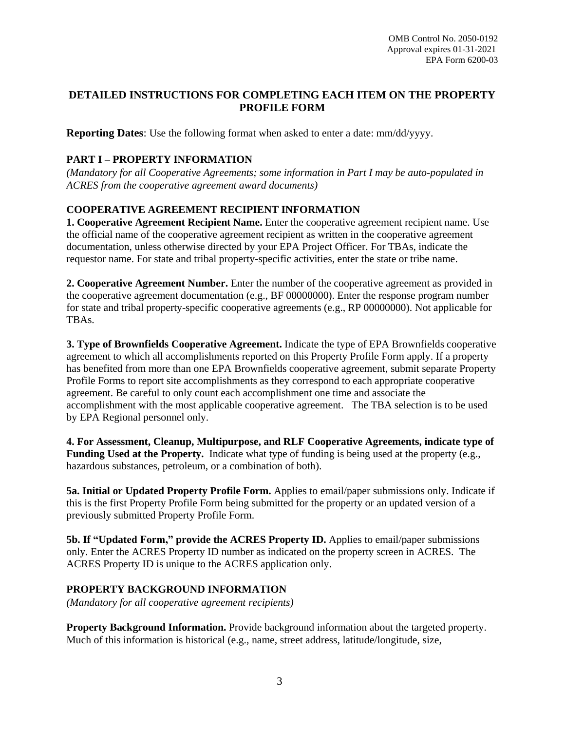OMB Control No. 2050-0192
Approval expires 01-31-2021
EPA Form 6200-03

## DETAILED INSTRUCTIONS FOR COMPLETING EACH ITEM ON THE PROPERTY PROFILE FORM

**Reporting Dates**: Use the following format when asked to enter a date: mm/dd/yyyy.

### PART I – PROPERTY INFORMATION

*(Mandatory for all Cooperative Agreements; some information in Part I may be auto-populated in ACRES from the cooperative agreement award documents)*

### COOPERATIVE AGREEMENT RECIPIENT INFORMATION

**1. Cooperative Agreement Recipient Name.** Enter the cooperative agreement recipient name. Use the official name of the cooperative agreement recipient as written in the cooperative agreement documentation, unless otherwise directed by your EPA Project Officer. For TBAs, indicate the requestor name. For state and tribal property-specific activities, enter the state or tribe name.

**2. Cooperative Agreement Number.** Enter the number of the cooperative agreement as provided in the cooperative agreement documentation (e.g., BF 00000000). Enter the response program number for state and tribal property-specific cooperative agreements (e.g., RP 00000000). Not applicable for TBAs.

**3. Type of Brownfields Cooperative Agreement.** Indicate the type of EPA Brownfields cooperative agreement to which all accomplishments reported on this Property Profile Form apply. If a property has benefited from more than one EPA Brownfields cooperative agreement, submit separate Property Profile Forms to report site accomplishments as they correspond to each appropriate cooperative agreement. Be careful to only count each accomplishment one time and associate the accomplishment with the most applicable cooperative agreement. The TBA selection is to be used by EPA Regional personnel only.

**4. For Assessment, Cleanup, Multipurpose, and RLF Cooperative Agreements, indicate type of Funding Used at the Property.** Indicate what type of funding is being used at the property (e.g., hazardous substances, petroleum, or a combination of both).

**5a. Initial or Updated Property Profile Form.** Applies to email/paper submissions only. Indicate if this is the first Property Profile Form being submitted for the property or an updated version of a previously submitted Property Profile Form.

**5b. If "Updated Form," provide the ACRES Property ID.** Applies to email/paper submissions only. Enter the ACRES Property ID number as indicated on the property screen in ACRES. The ACRES Property ID is unique to the ACRES application only.

### PROPERTY BACKGROUND INFORMATION

*(Mandatory for all cooperative agreement recipients)*

**Property Background Information.** Provide background information about the targeted property. Much of this information is historical (e.g., name, street address, latitude/longitude, size,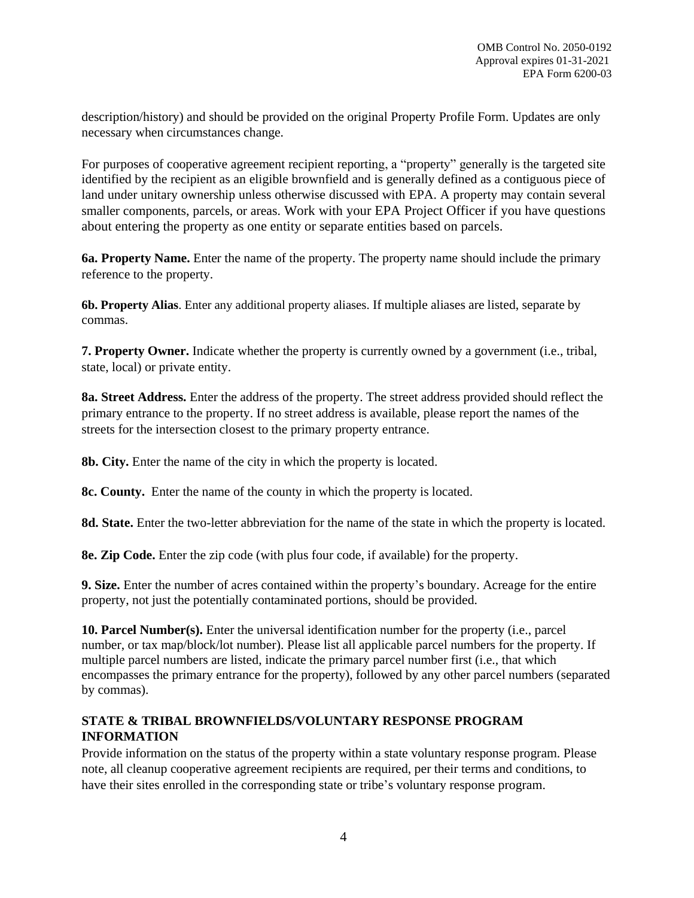description/history) and should be provided on the original Property Profile Form. Updates are only necessary when circumstances change.

For purposes of cooperative agreement recipient reporting, a "property" generally is the targeted site identified by the recipient as an eligible brownfield and is generally defined as a contiguous piece of land under unitary ownership unless otherwise discussed with EPA. A property may contain several smaller components, parcels, or areas. Work with your EPA Project Officer if you have questions about entering the property as one entity or separate entities based on parcels.

**6a. Property Name.** Enter the name of the property. The property name should include the primary reference to the property.

**6b. Property Alias**. Enter any additional property aliases. If multiple aliases are listed, separate by commas.

**7. Property Owner.** Indicate whether the property is currently owned by a government (i.e., tribal, state, local) or private entity.

**8a. Street Address.** Enter the address of the property. The street address provided should reflect the primary entrance to the property. If no street address is available, please report the names of the streets for the intersection closest to the primary property entrance.

**8b. City.** Enter the name of the city in which the property is located.

**8c. County.** Enter the name of the county in which the property is located.

**8d. State.** Enter the two-letter abbreviation for the name of the state in which the property is located.

**8e. Zip Code.** Enter the zip code (with plus four code, if available) for the property.

**9. Size.** Enter the number of acres contained within the property's boundary. Acreage for the entire property, not just the potentially contaminated portions, should be provided.

**10. Parcel Number(s).** Enter the universal identification number for the property (i.e., parcel number, or tax map/block/lot number). Please list all applicable parcel numbers for the property. If multiple parcel numbers are listed, indicate the primary parcel number first (i.e., that which encompasses the primary entrance for the property), followed by any other parcel numbers (separated by commas).

## STATE & TRIBAL BROWNFIELDS/VOLUNTARY RESPONSE PROGRAM INFORMATION

Provide information on the status of the property within a state voluntary response program. Please note, all cleanup cooperative agreement recipients are required, per their terms and conditions, to have their sites enrolled in the corresponding state or tribe's voluntary response program.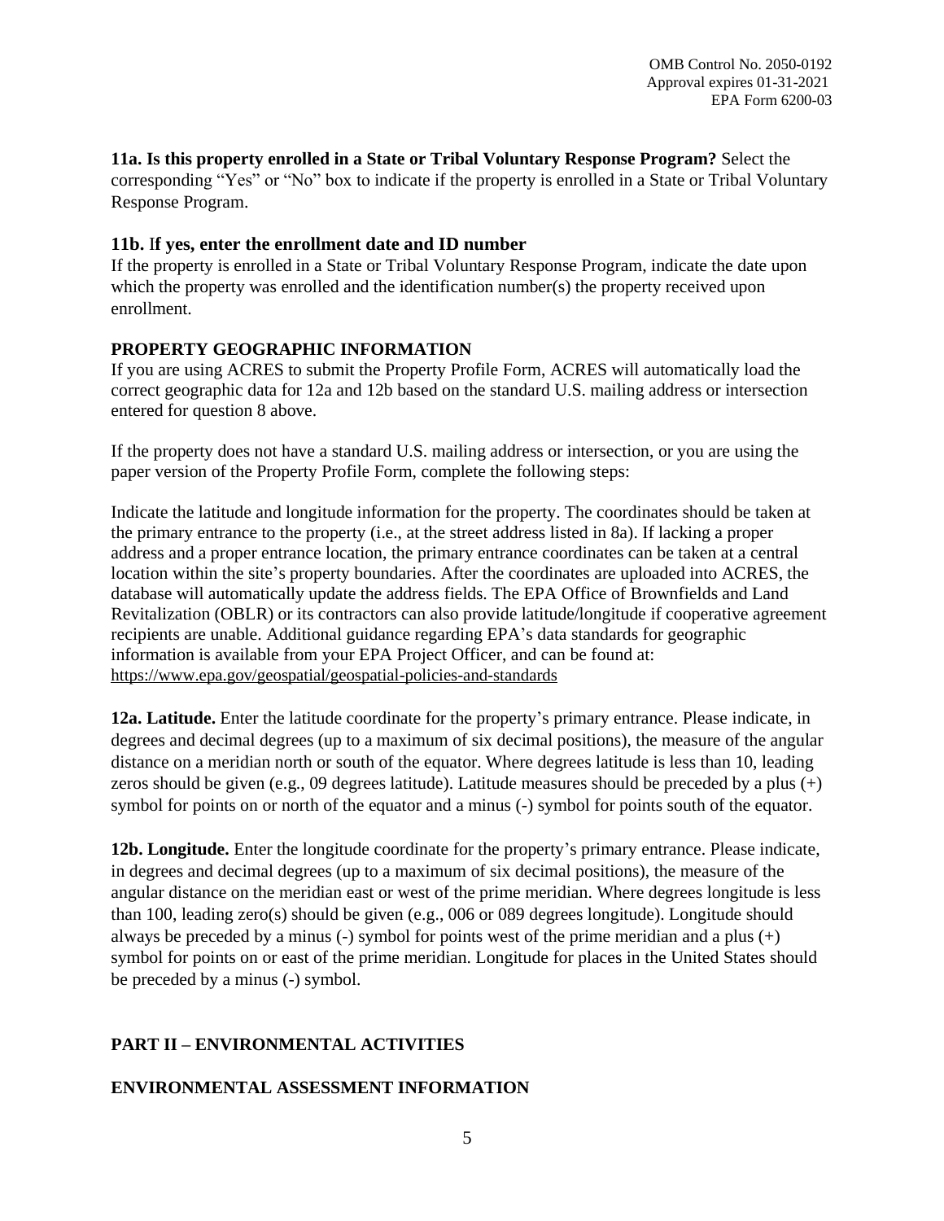**11a. Is this property enrolled in a State or Tribal Voluntary Response Program?** Select the corresponding "Yes" or "No" box to indicate if the property is enrolled in a State or Tribal Voluntary Response Program.

**11b. If yes, enter the enrollment date and ID number**

If the property is enrolled in a State or Tribal Voluntary Response Program, indicate the date upon which the property was enrolled and the identification number(s) the property received upon enrollment.

**PROPERTY GEOGRAPHIC INFORMATION**

If you are using ACRES to submit the Property Profile Form, ACRES will automatically load the correct geographic data for 12a and 12b based on the standard U.S. mailing address or intersection entered for question 8 above.

If the property does not have a standard U.S. mailing address or intersection, or you are using the paper version of the Property Profile Form, complete the following steps:

Indicate the latitude and longitude information for the property. The coordinates should be taken at the primary entrance to the property (i.e., at the street address listed in 8a). If lacking a proper address and a proper entrance location, the primary entrance coordinates can be taken at a central location within the site's property boundaries. After the coordinates are uploaded into ACRES, the database will automatically update the address fields. The EPA Office of Brownfields and Land Revitalization (OBLR) or its contractors can also provide latitude/longitude if cooperative agreement recipients are unable. Additional guidance regarding EPA's data standards for geographic information is available from your EPA Project Officer, and can be found at: https://www.epa.gov/geospatial/geospatial-policies-and-standards

**12a. Latitude.** Enter the latitude coordinate for the property's primary entrance. Please indicate, in degrees and decimal degrees (up to a maximum of six decimal positions), the measure of the angular distance on a meridian north or south of the equator. Where degrees latitude is less than 10, leading zeros should be given (e.g., 09 degrees latitude). Latitude measures should be preceded by a plus (+) symbol for points on or north of the equator and a minus (-) symbol for points south of the equator.

**12b. Longitude.** Enter the longitude coordinate for the property's primary entrance. Please indicate, in degrees and decimal degrees (up to a maximum of six decimal positions), the measure of the angular distance on the meridian east or west of the prime meridian. Where degrees longitude is less than 100, leading zero(s) should be given (e.g., 006 or 089 degrees longitude). Longitude should always be preceded by a minus (-) symbol for points west of the prime meridian and a plus (+) symbol for points on or east of the prime meridian. Longitude for places in the United States should be preceded by a minus (-) symbol.

## PART II – ENVIRONMENTAL ACTIVITIES

### ENVIRONMENTAL ASSESSMENT INFORMATION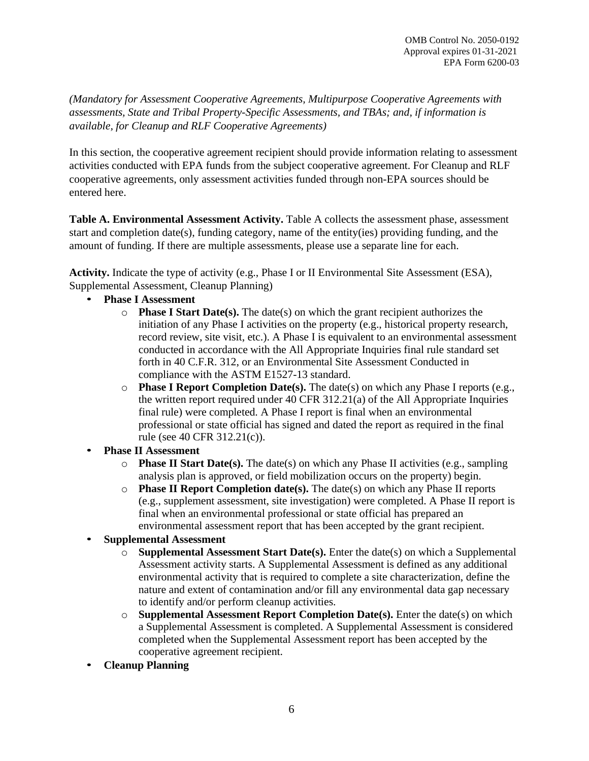OMB Control No. 2050-0192
Approval expires 01-31-2021
EPA Form 6200-03

*(Mandatory for Assessment Cooperative Agreements, Multipurpose Cooperative Agreements with assessments, State and Tribal Property-Specific Assessments, and TBAs; and, if information is available, for Cleanup and RLF Cooperative Agreements)*

In this section, the cooperative agreement recipient should provide information relating to assessment activities conducted with EPA funds from the subject cooperative agreement. For Cleanup and RLF cooperative agreements, only assessment activities funded through non-EPA sources should be entered here.

**Table A. Environmental Assessment Activity.** Table A collects the assessment phase, assessment start and completion date(s), funding category, name of the entity(ies) providing funding, and the amount of funding. If there are multiple assessments, please use a separate line for each.

**Activity.** Indicate the type of activity (e.g., Phase I or II Environmental Site Assessment (ESA), Supplemental Assessment, Cleanup Planning)

- **Phase I Assessment**
  - **Phase I Start Date(s).** The date(s) on which the grant recipient authorizes the initiation of any Phase I activities on the property (e.g., historical property research, record review, site visit, etc.). A Phase I is equivalent to an environmental assessment conducted in accordance with the All Appropriate Inquiries final rule standard set forth in 40 C.F.R. 312, or an Environmental Site Assessment Conducted in compliance with the ASTM E1527-13 standard.
  - **Phase I Report Completion Date(s).** The date(s) on which any Phase I reports (e.g., the written report required under 40 CFR 312.21(a) of the All Appropriate Inquiries final rule) were completed. A Phase I report is final when an environmental professional or state official has signed and dated the report as required in the final rule (see 40 CFR 312.21(c)).
- **Phase II Assessment**
  - **Phase II Start Date(s).** The date(s) on which any Phase II activities (e.g., sampling analysis plan is approved, or field mobilization occurs on the property) begin.
  - **Phase II Report Completion date(s).** The date(s) on which any Phase II reports (e.g., supplement assessment, site investigation) were completed. A Phase II report is final when an environmental professional or state official has prepared an environmental assessment report that has been accepted by the grant recipient.
- **Supplemental Assessment**
  - **Supplemental Assessment Start Date(s).** Enter the date(s) on which a Supplemental Assessment activity starts. A Supplemental Assessment is defined as any additional environmental activity that is required to complete a site characterization, define the nature and extent of contamination and/or fill any environmental data gap necessary to identify and/or perform cleanup activities.
  - **Supplemental Assessment Report Completion Date(s).** Enter the date(s) on which a Supplemental Assessment is completed. A Supplemental Assessment is considered completed when the Supplemental Assessment report has been accepted by the cooperative agreement recipient.
- **Cleanup Planning**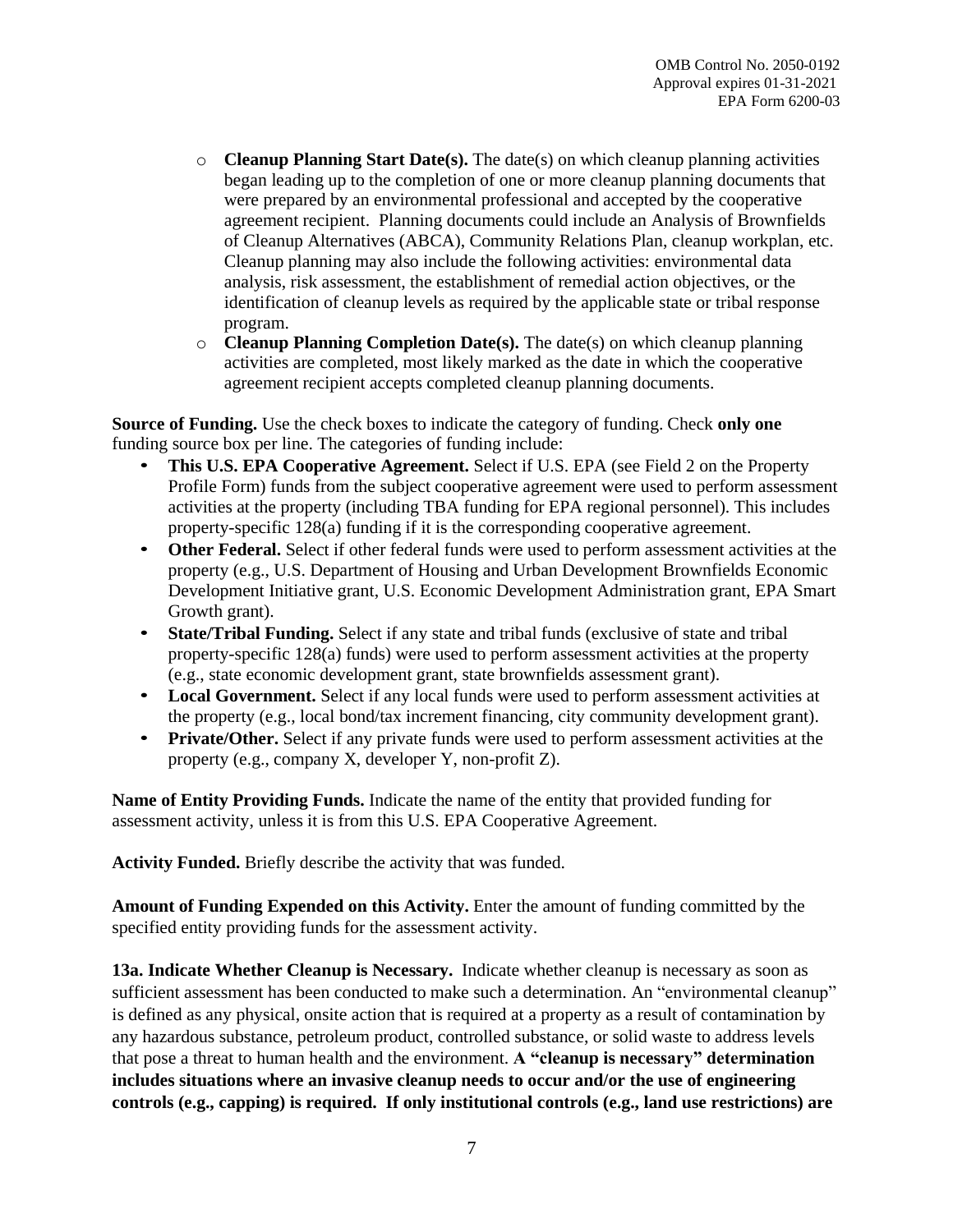- **Cleanup Planning Start Date(s).** The date(s) on which cleanup planning activities began leading up to the completion of one or more cleanup planning documents that were prepared by an environmental professional and accepted by the cooperative agreement recipient. Planning documents could include an Analysis of Brownfields of Cleanup Alternatives (ABCA), Community Relations Plan, cleanup workplan, etc. Cleanup planning may also include the following activities: environmental data analysis, risk assessment, the establishment of remedial action objectives, or the identification of cleanup levels as required by the applicable state or tribal response program.
- **Cleanup Planning Completion Date(s).** The date(s) on which cleanup planning activities are completed, most likely marked as the date in which the cooperative agreement recipient accepts completed cleanup planning documents.

**Source of Funding.** Use the check boxes to indicate the category of funding. Check **only one** funding source box per line. The categories of funding include:

- **This U.S. EPA Cooperative Agreement.** Select if U.S. EPA (see Field 2 on the Property Profile Form) funds from the subject cooperative agreement were used to perform assessment activities at the property (including TBA funding for EPA regional personnel). This includes property-specific 128(a) funding if it is the corresponding cooperative agreement.
- **Other Federal.** Select if other federal funds were used to perform assessment activities at the property (e.g., U.S. Department of Housing and Urban Development Brownfields Economic Development Initiative grant, U.S. Economic Development Administration grant, EPA Smart Growth grant).
- **State/Tribal Funding.** Select if any state and tribal funds (exclusive of state and tribal property-specific 128(a) funds) were used to perform assessment activities at the property (e.g., state economic development grant, state brownfields assessment grant).
- **Local Government.** Select if any local funds were used to perform assessment activities at the property (e.g., local bond/tax increment financing, city community development grant).
- **Private/Other.** Select if any private funds were used to perform assessment activities at the property (e.g., company X, developer Y, non-profit Z).

**Name of Entity Providing Funds.** Indicate the name of the entity that provided funding for assessment activity, unless it is from this U.S. EPA Cooperative Agreement.

**Activity Funded.** Briefly describe the activity that was funded.

**Amount of Funding Expended on this Activity.** Enter the amount of funding committed by the specified entity providing funds for the assessment activity.

**13a. Indicate Whether Cleanup is Necessary.** Indicate whether cleanup is necessary as soon as sufficient assessment has been conducted to make such a determination. An "environmental cleanup" is defined as any physical, onsite action that is required at a property as a result of contamination by any hazardous substance, petroleum product, controlled substance, or solid waste to address levels that pose a threat to human health and the environment. **A "cleanup is necessary" determination includes situations where an invasive cleanup needs to occur and/or the use of engineering controls (e.g., capping) is required. If only institutional controls (e.g., land use restrictions) are**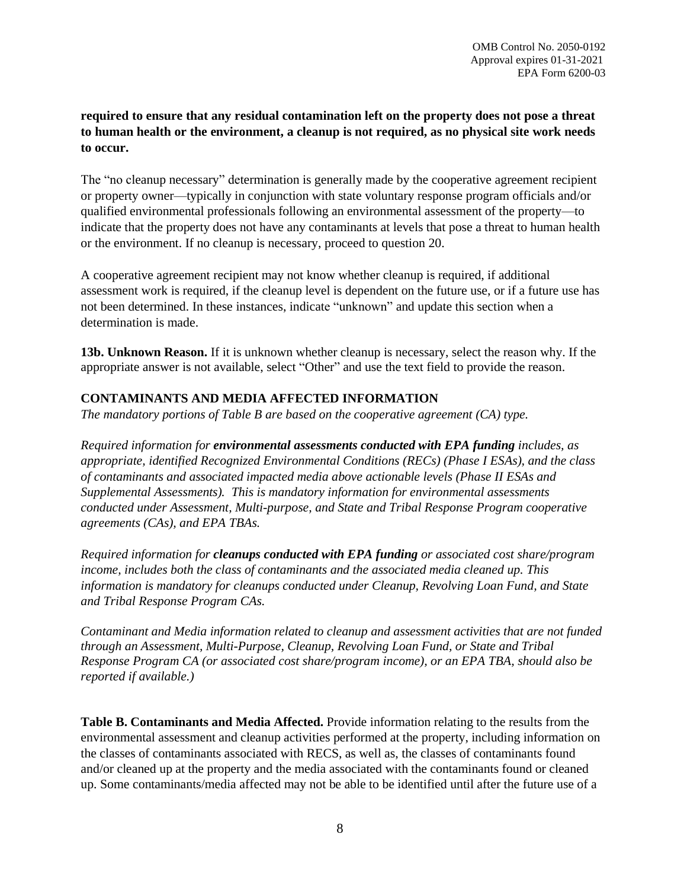**required to ensure that any residual contamination left on the property does not pose a threat to human health or the environment, a cleanup is not required, as no physical site work needs to occur.**

The "no cleanup necessary" determination is generally made by the cooperative agreement recipient or property owner—typically in conjunction with state voluntary response program officials and/or qualified environmental professionals following an environmental assessment of the property—to indicate that the property does not have any contaminants at levels that pose a threat to human health or the environment. If no cleanup is necessary, proceed to question 20.

A cooperative agreement recipient may not know whether cleanup is required, if additional assessment work is required, if the cleanup level is dependent on the future use, or if a future use has not been determined. In these instances, indicate "unknown" and update this section when a determination is made.

**13b. Unknown Reason.** If it is unknown whether cleanup is necessary, select the reason why. If the appropriate answer is not available, select "Other" and use the text field to provide the reason.

## CONTAMINANTS AND MEDIA AFFECTED INFORMATION

*The mandatory portions of Table B are based on the cooperative agreement (CA) type.*

*Required information for* ***environmental assessments conducted with EPA funding*** *includes, as appropriate, identified Recognized Environmental Conditions (RECs) (Phase I ESAs), and the class of contaminants and associated impacted media above actionable levels (Phase II ESAs and Supplemental Assessments). This is mandatory information for environmental assessments conducted under Assessment, Multi-purpose, and State and Tribal Response Program cooperative agreements (CAs), and EPA TBAs.*

*Required information for* ***cleanups conducted with EPA funding*** *or associated cost share/program income, includes both the class of contaminants and the associated media cleaned up. This information is mandatory for cleanups conducted under Cleanup, Revolving Loan Fund, and State and Tribal Response Program CAs.*

*Contaminant and Media information related to cleanup and assessment activities that are not funded through an Assessment, Multi-Purpose, Cleanup, Revolving Loan Fund, or State and Tribal Response Program CA (or associated cost share/program income), or an EPA TBA, should also be reported if available.)*

**Table B. Contaminants and Media Affected.** Provide information relating to the results from the environmental assessment and cleanup activities performed at the property, including information on the classes of contaminants associated with RECS, as well as, the classes of contaminants found and/or cleaned up at the property and the media associated with the contaminants found or cleaned up. Some contaminants/media affected may not be able to be identified until after the future use of a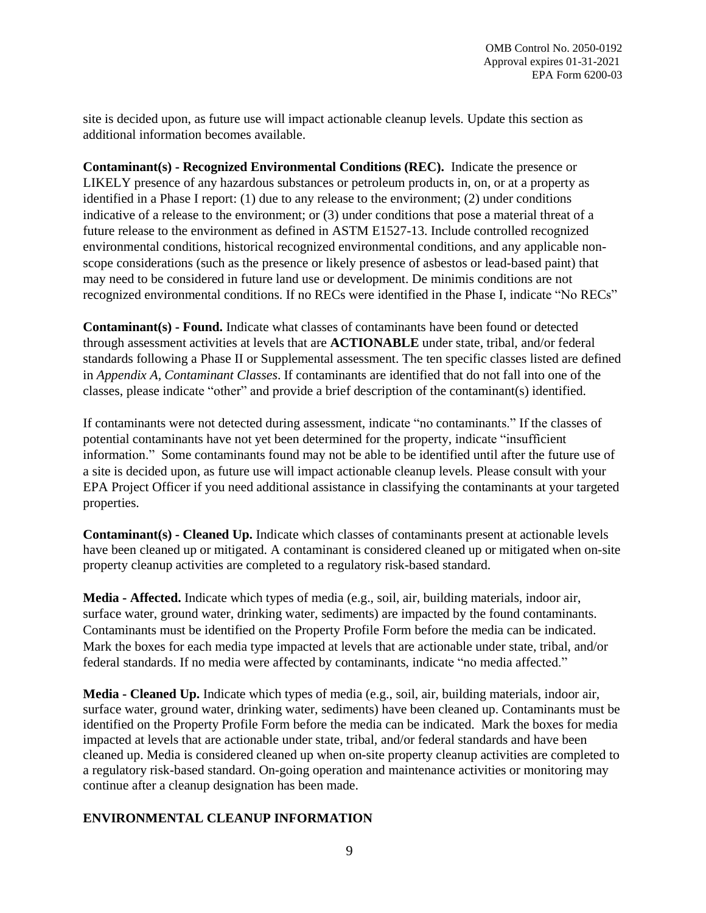site is decided upon, as future use will impact actionable cleanup levels. Update this section as additional information becomes available.

**Contaminant(s) - Recognized Environmental Conditions (REC).** Indicate the presence or LIKELY presence of any hazardous substances or petroleum products in, on, or at a property as identified in a Phase I report: (1) due to any release to the environment; (2) under conditions indicative of a release to the environment; or (3) under conditions that pose a material threat of a future release to the environment as defined in ASTM E1527-13. Include controlled recognized environmental conditions, historical recognized environmental conditions, and any applicable non-scope considerations (such as the presence or likely presence of asbestos or lead-based paint) that may need to be considered in future land use or development. De minimis conditions are not recognized environmental conditions. If no RECs were identified in the Phase I, indicate "No RECs"

**Contaminant(s) - Found.** Indicate what classes of contaminants have been found or detected through assessment activities at levels that are **ACTIONABLE** under state, tribal, and/or federal standards following a Phase II or Supplemental assessment. The ten specific classes listed are defined in *Appendix A, Contaminant Classes*. If contaminants are identified that do not fall into one of the classes, please indicate "other" and provide a brief description of the contaminant(s) identified.

If contaminants were not detected during assessment, indicate "no contaminants." If the classes of potential contaminants have not yet been determined for the property, indicate "insufficient information." Some contaminants found may not be able to be identified until after the future use of a site is decided upon, as future use will impact actionable cleanup levels. Please consult with your EPA Project Officer if you need additional assistance in classifying the contaminants at your targeted properties.

**Contaminant(s) - Cleaned Up.** Indicate which classes of contaminants present at actionable levels have been cleaned up or mitigated. A contaminant is considered cleaned up or mitigated when on-site property cleanup activities are completed to a regulatory risk-based standard.

**Media - Affected.** Indicate which types of media (e.g., soil, air, building materials, indoor air, surface water, ground water, drinking water, sediments) are impacted by the found contaminants. Contaminants must be identified on the Property Profile Form before the media can be indicated. Mark the boxes for each media type impacted at levels that are actionable under state, tribal, and/or federal standards. If no media were affected by contaminants, indicate "no media affected."

**Media - Cleaned Up.** Indicate which types of media (e.g., soil, air, building materials, indoor air, surface water, ground water, drinking water, sediments) have been cleaned up. Contaminants must be identified on the Property Profile Form before the media can be indicated. Mark the boxes for media impacted at levels that are actionable under state, tribal, and/or federal standards and have been cleaned up. Media is considered cleaned up when on-site property cleanup activities are completed to a regulatory risk-based standard. On-going operation and maintenance activities or monitoring may continue after a cleanup designation has been made.

## ENVIRONMENTAL CLEANUP INFORMATION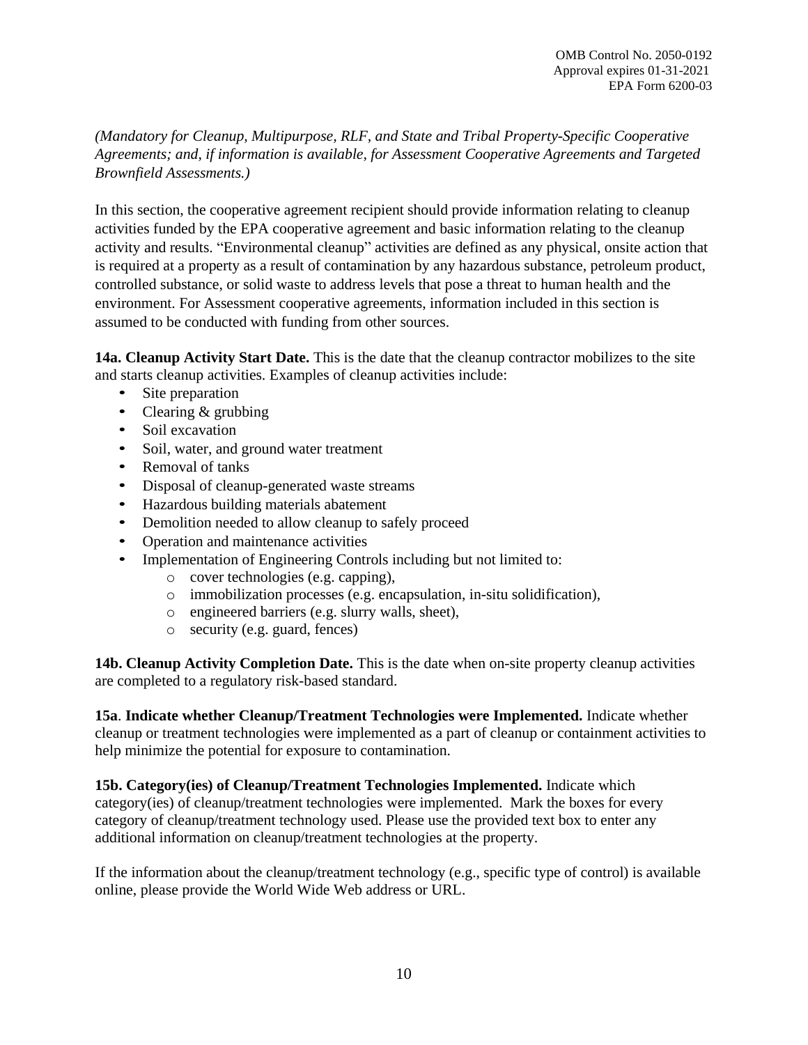OMB Control No. 2050-0192
Approval expires 01-31-2021
EPA Form 6200-03

*(Mandatory for Cleanup, Multipurpose, RLF, and State and Tribal Property-Specific Cooperative Agreements; and, if information is available, for Assessment Cooperative Agreements and Targeted Brownfield Assessments.)*

In this section, the cooperative agreement recipient should provide information relating to cleanup activities funded by the EPA cooperative agreement and basic information relating to the cleanup activity and results. "Environmental cleanup" activities are defined as any physical, onsite action that is required at a property as a result of contamination by any hazardous substance, petroleum product, controlled substance, or solid waste to address levels that pose a threat to human health and the environment. For Assessment cooperative agreements, information included in this section is assumed to be conducted with funding from other sources.

**14a. Cleanup Activity Start Date.** This is the date that the cleanup contractor mobilizes to the site and starts cleanup activities. Examples of cleanup activities include:

- Site preparation
- Clearing & grubbing
- Soil excavation
- Soil, water, and ground water treatment
- Removal of tanks
- Disposal of cleanup-generated waste streams
- Hazardous building materials abatement
- Demolition needed to allow cleanup to safely proceed
- Operation and maintenance activities
- Implementation of Engineering Controls including but not limited to:
  - cover technologies (e.g. capping),
  - immobilization processes (e.g. encapsulation, in-situ solidification),
  - engineered barriers (e.g. slurry walls, sheet),
  - security (e.g. guard, fences)

**14b. Cleanup Activity Completion Date.** This is the date when on-site property cleanup activities are completed to a regulatory risk-based standard.

**15a**. **Indicate whether Cleanup/Treatment Technologies were Implemented.** Indicate whether cleanup or treatment technologies were implemented as a part of cleanup or containment activities to help minimize the potential for exposure to contamination.

**15b. Category(ies) of Cleanup/Treatment Technologies Implemented.** Indicate which category(ies) of cleanup/treatment technologies were implemented. Mark the boxes for every category of cleanup/treatment technology used. Please use the provided text box to enter any additional information on cleanup/treatment technologies at the property.

If the information about the cleanup/treatment technology (e.g., specific type of control) is available online, please provide the World Wide Web address or URL.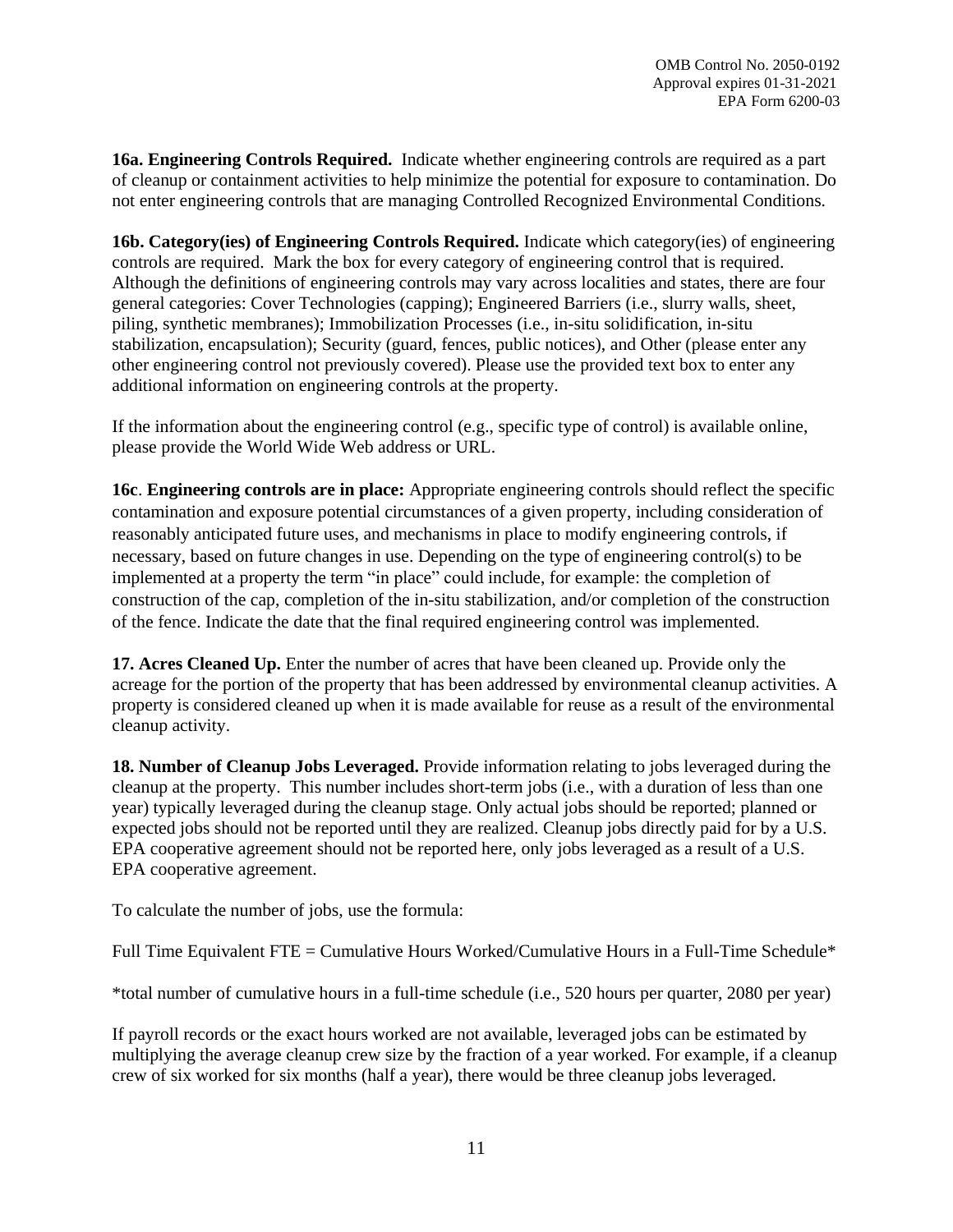**16a. Engineering Controls Required.** Indicate whether engineering controls are required as a part of cleanup or containment activities to help minimize the potential for exposure to contamination. Do not enter engineering controls that are managing Controlled Recognized Environmental Conditions.

**16b. Category(ies) of Engineering Controls Required.** Indicate which category(ies) of engineering controls are required. Mark the box for every category of engineering control that is required. Although the definitions of engineering controls may vary across localities and states, there are four general categories: Cover Technologies (capping); Engineered Barriers (i.e., slurry walls, sheet, piling, synthetic membranes); Immobilization Processes (i.e., in-situ solidification, in-situ stabilization, encapsulation); Security (guard, fences, public notices), and Other (please enter any other engineering control not previously covered). Please use the provided text box to enter any additional information on engineering controls at the property.

If the information about the engineering control (e.g., specific type of control) is available online, please provide the World Wide Web address or URL.

**16c. Engineering controls are in place:** Appropriate engineering controls should reflect the specific contamination and exposure potential circumstances of a given property, including consideration of reasonably anticipated future uses, and mechanisms in place to modify engineering controls, if necessary, based on future changes in use. Depending on the type of engineering control(s) to be implemented at a property the term "in place" could include, for example: the completion of construction of the cap, completion of the in-situ stabilization, and/or completion of the construction of the fence. Indicate the date that the final required engineering control was implemented.

**17. Acres Cleaned Up.** Enter the number of acres that have been cleaned up. Provide only the acreage for the portion of the property that has been addressed by environmental cleanup activities. A property is considered cleaned up when it is made available for reuse as a result of the environmental cleanup activity.

**18. Number of Cleanup Jobs Leveraged.** Provide information relating to jobs leveraged during the cleanup at the property. This number includes short-term jobs (i.e., with a duration of less than one year) typically leveraged during the cleanup stage. Only actual jobs should be reported; planned or expected jobs should not be reported until they are realized. Cleanup jobs directly paid for by a U.S. EPA cooperative agreement should not be reported here, only jobs leveraged as a result of a U.S. EPA cooperative agreement.

To calculate the number of jobs, use the formula:

Full Time Equivalent FTE = Cumulative Hours Worked/Cumulative Hours in a Full-Time Schedule*

*total number of cumulative hours in a full-time schedule (i.e., 520 hours per quarter, 2080 per year)

If payroll records or the exact hours worked are not available, leveraged jobs can be estimated by multiplying the average cleanup crew size by the fraction of a year worked. For example, if a cleanup crew of six worked for six months (half a year), there would be three cleanup jobs leveraged.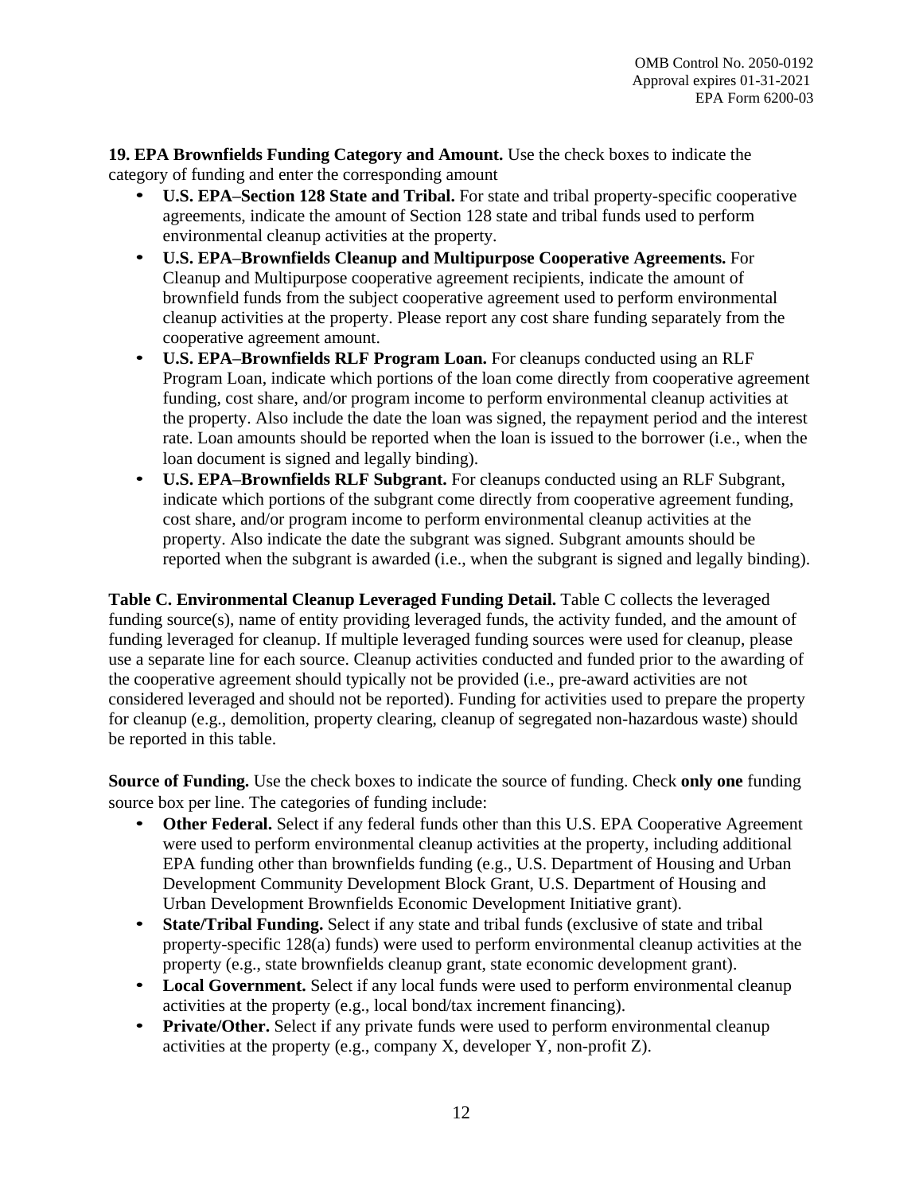**19. EPA Brownfields Funding Category and Amount.** Use the check boxes to indicate the category of funding and enter the corresponding amount

- **U.S. EPA–Section 128 State and Tribal.** For state and tribal property-specific cooperative agreements, indicate the amount of Section 128 state and tribal funds used to perform environmental cleanup activities at the property.
- **U.S. EPA–Brownfields Cleanup and Multipurpose Cooperative Agreements.** For Cleanup and Multipurpose cooperative agreement recipients, indicate the amount of brownfield funds from the subject cooperative agreement used to perform environmental cleanup activities at the property. Please report any cost share funding separately from the cooperative agreement amount.
- **U.S. EPA–Brownfields RLF Program Loan.** For cleanups conducted using an RLF Program Loan, indicate which portions of the loan come directly from cooperative agreement funding, cost share, and/or program income to perform environmental cleanup activities at the property. Also include the date the loan was signed, the repayment period and the interest rate. Loan amounts should be reported when the loan is issued to the borrower (i.e., when the loan document is signed and legally binding).
- **U.S. EPA–Brownfields RLF Subgrant.** For cleanups conducted using an RLF Subgrant, indicate which portions of the subgrant come directly from cooperative agreement funding, cost share, and/or program income to perform environmental cleanup activities at the property. Also indicate the date the subgrant was signed. Subgrant amounts should be reported when the subgrant is awarded (i.e., when the subgrant is signed and legally binding).

**Table C. Environmental Cleanup Leveraged Funding Detail.** Table C collects the leveraged funding source(s), name of entity providing leveraged funds, the activity funded, and the amount of funding leveraged for cleanup. If multiple leveraged funding sources were used for cleanup, please use a separate line for each source. Cleanup activities conducted and funded prior to the awarding of the cooperative agreement should typically not be provided (i.e., pre-award activities are not considered leveraged and should not be reported). Funding for activities used to prepare the property for cleanup (e.g., demolition, property clearing, cleanup of segregated non-hazardous waste) should be reported in this table.

**Source of Funding.** Use the check boxes to indicate the source of funding. Check **only one** funding source box per line. The categories of funding include:

- **Other Federal.** Select if any federal funds other than this U.S. EPA Cooperative Agreement were used to perform environmental cleanup activities at the property, including additional EPA funding other than brownfields funding (e.g., U.S. Department of Housing and Urban Development Community Development Block Grant, U.S. Department of Housing and Urban Development Brownfields Economic Development Initiative grant).
- **State/Tribal Funding.** Select if any state and tribal funds (exclusive of state and tribal property-specific 128(a) funds) were used to perform environmental cleanup activities at the property (e.g., state brownfields cleanup grant, state economic development grant).
- **Local Government.** Select if any local funds were used to perform environmental cleanup activities at the property (e.g., local bond/tax increment financing).
- **Private/Other.** Select if any private funds were used to perform environmental cleanup activities at the property (e.g., company X, developer Y, non-profit Z).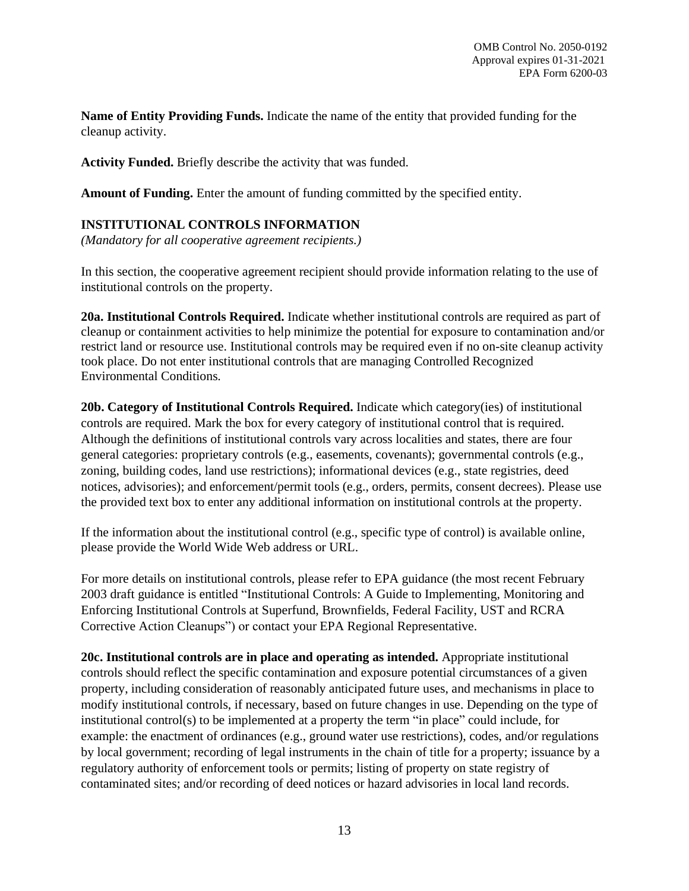**Name of Entity Providing Funds.** Indicate the name of the entity that provided funding for the cleanup activity.

**Activity Funded.** Briefly describe the activity that was funded.

**Amount of Funding.** Enter the amount of funding committed by the specified entity.

## INSTITUTIONAL CONTROLS INFORMATION

*(Mandatory for all cooperative agreement recipients.)*

In this section, the cooperative agreement recipient should provide information relating to the use of institutional controls on the property.

**20a. Institutional Controls Required.** Indicate whether institutional controls are required as part of cleanup or containment activities to help minimize the potential for exposure to contamination and/or restrict land or resource use. Institutional controls may be required even if no on-site cleanup activity took place. Do not enter institutional controls that are managing Controlled Recognized Environmental Conditions.

**20b. Category of Institutional Controls Required.** Indicate which category(ies) of institutional controls are required. Mark the box for every category of institutional control that is required. Although the definitions of institutional controls vary across localities and states, there are four general categories: proprietary controls (e.g., easements, covenants); governmental controls (e.g., zoning, building codes, land use restrictions); informational devices (e.g., state registries, deed notices, advisories); and enforcement/permit tools (e.g., orders, permits, consent decrees). Please use the provided text box to enter any additional information on institutional controls at the property.

If the information about the institutional control (e.g., specific type of control) is available online, please provide the World Wide Web address or URL.

For more details on institutional controls, please refer to EPA guidance (the most recent February 2003 draft guidance is entitled "Institutional Controls: A Guide to Implementing, Monitoring and Enforcing Institutional Controls at Superfund, Brownfields, Federal Facility, UST and RCRA Corrective Action Cleanups") or contact your EPA Regional Representative.

**20c. Institutional controls are in place and operating as intended.** Appropriate institutional controls should reflect the specific contamination and exposure potential circumstances of a given property, including consideration of reasonably anticipated future uses, and mechanisms in place to modify institutional controls, if necessary, based on future changes in use. Depending on the type of institutional control(s) to be implemented at a property the term "in place" could include, for example: the enactment of ordinances (e.g., ground water use restrictions), codes, and/or regulations by local government; recording of legal instruments in the chain of title for a property; issuance by a regulatory authority of enforcement tools or permits; listing of property on state registry of contaminated sites; and/or recording of deed notices or hazard advisories in local land records.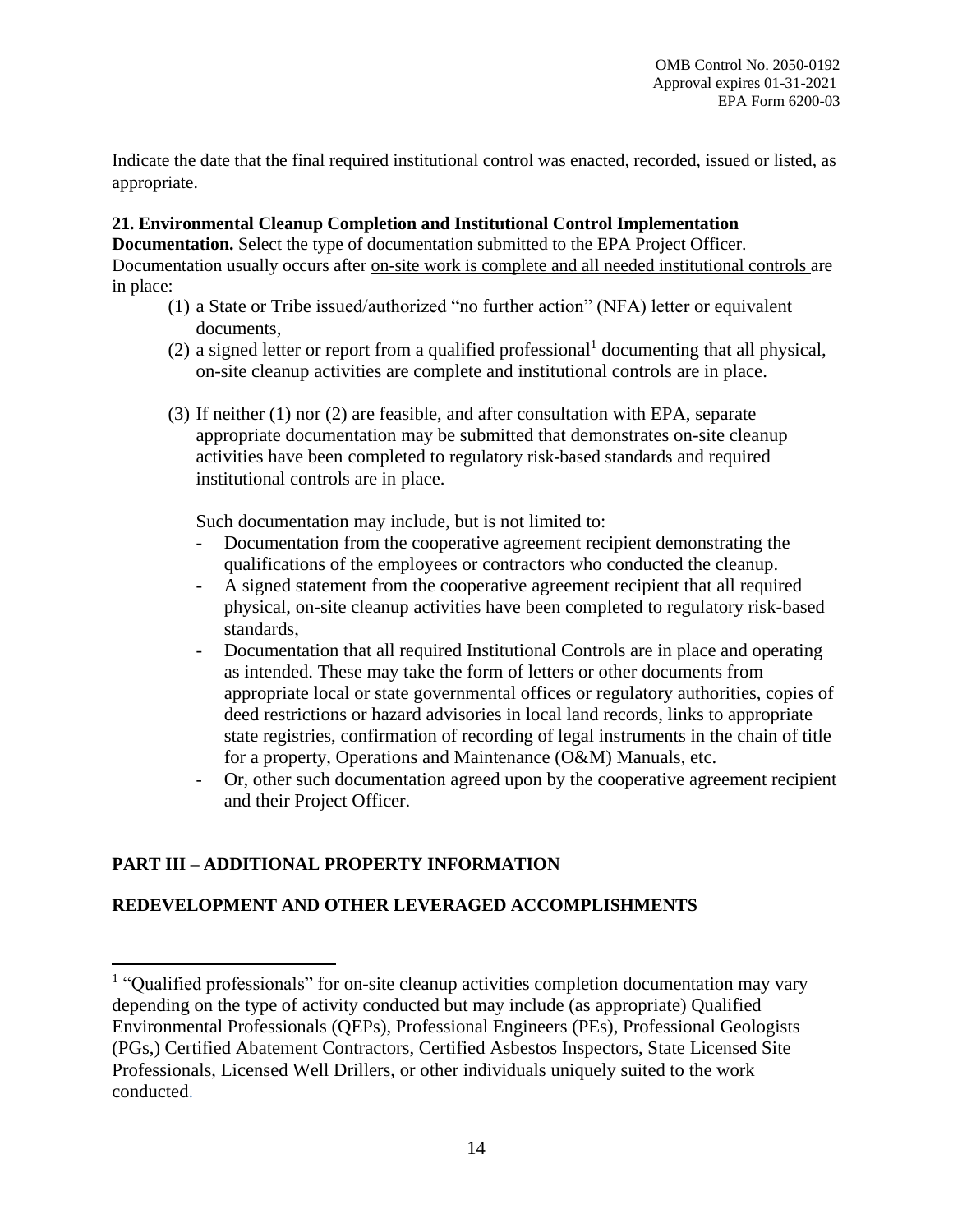Indicate the date that the final required institutional control was enacted, recorded, issued or listed, as appropriate.

**21. Environmental Cleanup Completion and Institutional Control Implementation Documentation.** Select the type of documentation submitted to the EPA Project Officer. Documentation usually occurs after on-site work is complete and all needed institutional controls are in place:

(1) a State or Tribe issued/authorized "no further action" (NFA) letter or equivalent documents,

(2) a signed letter or report from a qualified professional[1] documenting that all physical, on-site cleanup activities are complete and institutional controls are in place.

(3) If neither (1) nor (2) are feasible, and after consultation with EPA, separate appropriate documentation may be submitted that demonstrates on-site cleanup activities have been completed to regulatory risk-based standards and required institutional controls are in place.

Such documentation may include, but is not limited to:

- Documentation from the cooperative agreement recipient demonstrating the qualifications of the employees or contractors who conducted the cleanup.
- A signed statement from the cooperative agreement recipient that all required physical, on-site cleanup activities have been completed to regulatory risk-based standards,
- Documentation that all required Institutional Controls are in place and operating as intended. These may take the form of letters or other documents from appropriate local or state governmental offices or regulatory authorities, copies of deed restrictions or hazard advisories in local land records, links to appropriate state registries, confirmation of recording of legal instruments in the chain of title for a property, Operations and Maintenance (O&M) Manuals, etc.
- Or, other such documentation agreed upon by the cooperative agreement recipient and their Project Officer.

## PART III – ADDITIONAL PROPERTY INFORMATION

## REDEVELOPMENT AND OTHER LEVERAGED ACCOMPLISHMENTS

[1] "Qualified professionals" for on-site cleanup activities completion documentation may vary depending on the type of activity conducted but may include (as appropriate) Qualified Environmental Professionals (QEPs), Professional Engineers (PEs), Professional Geologists (PGs,) Certified Abatement Contractors, Certified Asbestos Inspectors, State Licensed Site Professionals, Licensed Well Drillers, or other individuals uniquely suited to the work conducted.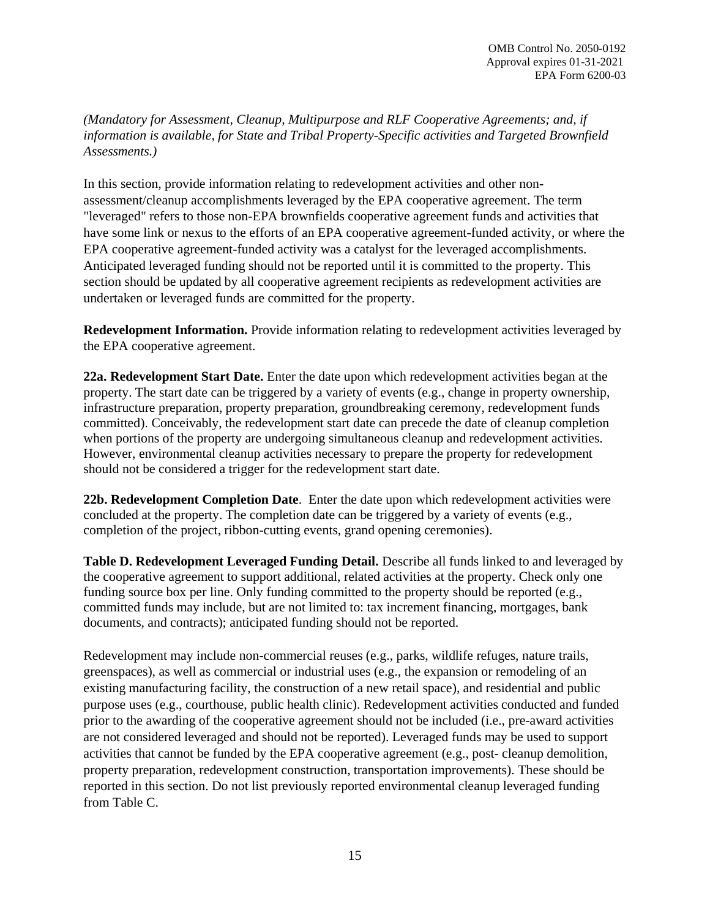*(Mandatory for Assessment, Cleanup, Multipurpose and RLF Cooperative Agreements; and, if information is available, for State and Tribal Property-Specific activities and Targeted Brownfield Assessments.)*

In this section, provide information relating to redevelopment activities and other non-assessment/cleanup accomplishments leveraged by the EPA cooperative agreement. The term "leveraged" refers to those non-EPA brownfields cooperative agreement funds and activities that have some link or nexus to the efforts of an EPA cooperative agreement-funded activity, or where the EPA cooperative agreement-funded activity was a catalyst for the leveraged accomplishments. Anticipated leveraged funding should not be reported until it is committed to the property. This section should be updated by all cooperative agreement recipients as redevelopment activities are undertaken or leveraged funds are committed for the property.

**Redevelopment Information.** Provide information relating to redevelopment activities leveraged by the EPA cooperative agreement.

**22a. Redevelopment Start Date.** Enter the date upon which redevelopment activities began at the property. The start date can be triggered by a variety of events (e.g., change in property ownership, infrastructure preparation, property preparation, groundbreaking ceremony, redevelopment funds committed). Conceivably, the redevelopment start date can precede the date of cleanup completion when portions of the property are undergoing simultaneous cleanup and redevelopment activities. However, environmental cleanup activities necessary to prepare the property for redevelopment should not be considered a trigger for the redevelopment start date.

**22b. Redevelopment Completion Date**. Enter the date upon which redevelopment activities were concluded at the property. The completion date can be triggered by a variety of events (e.g., completion of the project, ribbon-cutting events, grand opening ceremonies).

**Table D. Redevelopment Leveraged Funding Detail.** Describe all funds linked to and leveraged by the cooperative agreement to support additional, related activities at the property. Check only one funding source box per line. Only funding committed to the property should be reported (e.g., committed funds may include, but are not limited to: tax increment financing, mortgages, bank documents, and contracts); anticipated funding should not be reported.

Redevelopment may include non-commercial reuses (e.g., parks, wildlife refuges, nature trails, greenspaces), as well as commercial or industrial uses (e.g., the expansion or remodeling of an existing manufacturing facility, the construction of a new retail space), and residential and public purpose uses (e.g., courthouse, public health clinic). Redevelopment activities conducted and funded prior to the awarding of the cooperative agreement should not be included (i.e., pre-award activities are not considered leveraged and should not be reported). Leveraged funds may be used to support activities that cannot be funded by the EPA cooperative agreement (e.g., post- cleanup demolition, property preparation, redevelopment construction, transportation improvements). These should be reported in this section. Do not list previously reported environmental cleanup leveraged funding from Table C.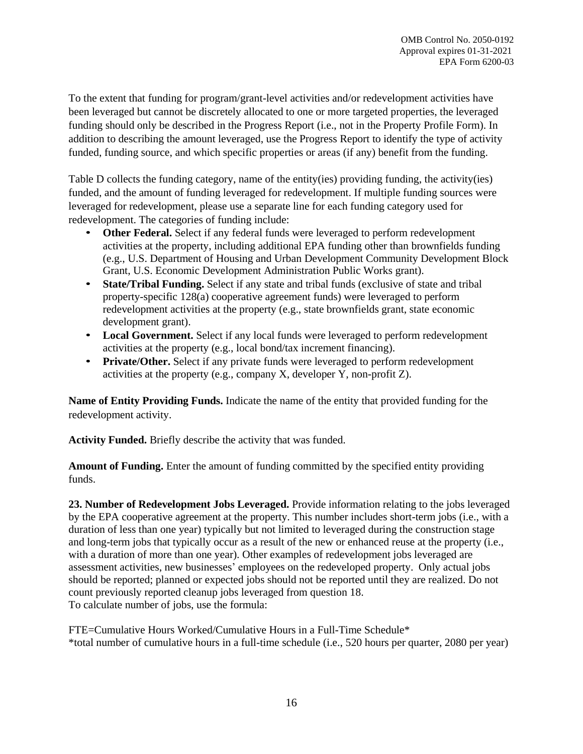To the extent that funding for program/grant-level activities and/or redevelopment activities have been leveraged but cannot be discretely allocated to one or more targeted properties, the leveraged funding should only be described in the Progress Report (i.e., not in the Property Profile Form). In addition to describing the amount leveraged, use the Progress Report to identify the type of activity funded, funding source, and which specific properties or areas (if any) benefit from the funding.

Table D collects the funding category, name of the entity(ies) providing funding, the activity(ies) funded, and the amount of funding leveraged for redevelopment. If multiple funding sources were leveraged for redevelopment, please use a separate line for each funding category used for redevelopment. The categories of funding include:

- **Other Federal.** Select if any federal funds were leveraged to perform redevelopment activities at the property, including additional EPA funding other than brownfields funding (e.g., U.S. Department of Housing and Urban Development Community Development Block Grant, U.S. Economic Development Administration Public Works grant).
- **State/Tribal Funding.** Select if any state and tribal funds (exclusive of state and tribal property-specific 128(a) cooperative agreement funds) were leveraged to perform redevelopment activities at the property (e.g., state brownfields grant, state economic development grant).
- **Local Government.** Select if any local funds were leveraged to perform redevelopment activities at the property (e.g., local bond/tax increment financing).
- **Private/Other.** Select if any private funds were leveraged to perform redevelopment activities at the property (e.g., company X, developer Y, non-profit Z).

**Name of Entity Providing Funds.** Indicate the name of the entity that provided funding for the redevelopment activity.

**Activity Funded.** Briefly describe the activity that was funded.

**Amount of Funding.** Enter the amount of funding committed by the specified entity providing funds.

**23. Number of Redevelopment Jobs Leveraged.** Provide information relating to the jobs leveraged by the EPA cooperative agreement at the property. This number includes short-term jobs (i.e., with a duration of less than one year) typically but not limited to leveraged during the construction stage and long-term jobs that typically occur as a result of the new or enhanced reuse at the property (i.e., with a duration of more than one year). Other examples of redevelopment jobs leveraged are assessment activities, new businesses' employees on the redeveloped property. Only actual jobs should be reported; planned or expected jobs should not be reported until they are realized. Do not count previously reported cleanup jobs leveraged from question 18.
To calculate number of jobs, use the formula:

FTE=Cumulative Hours Worked/Cumulative Hours in a Full-Time Schedule*
*total number of cumulative hours in a full-time schedule (i.e., 520 hours per quarter, 2080 per year)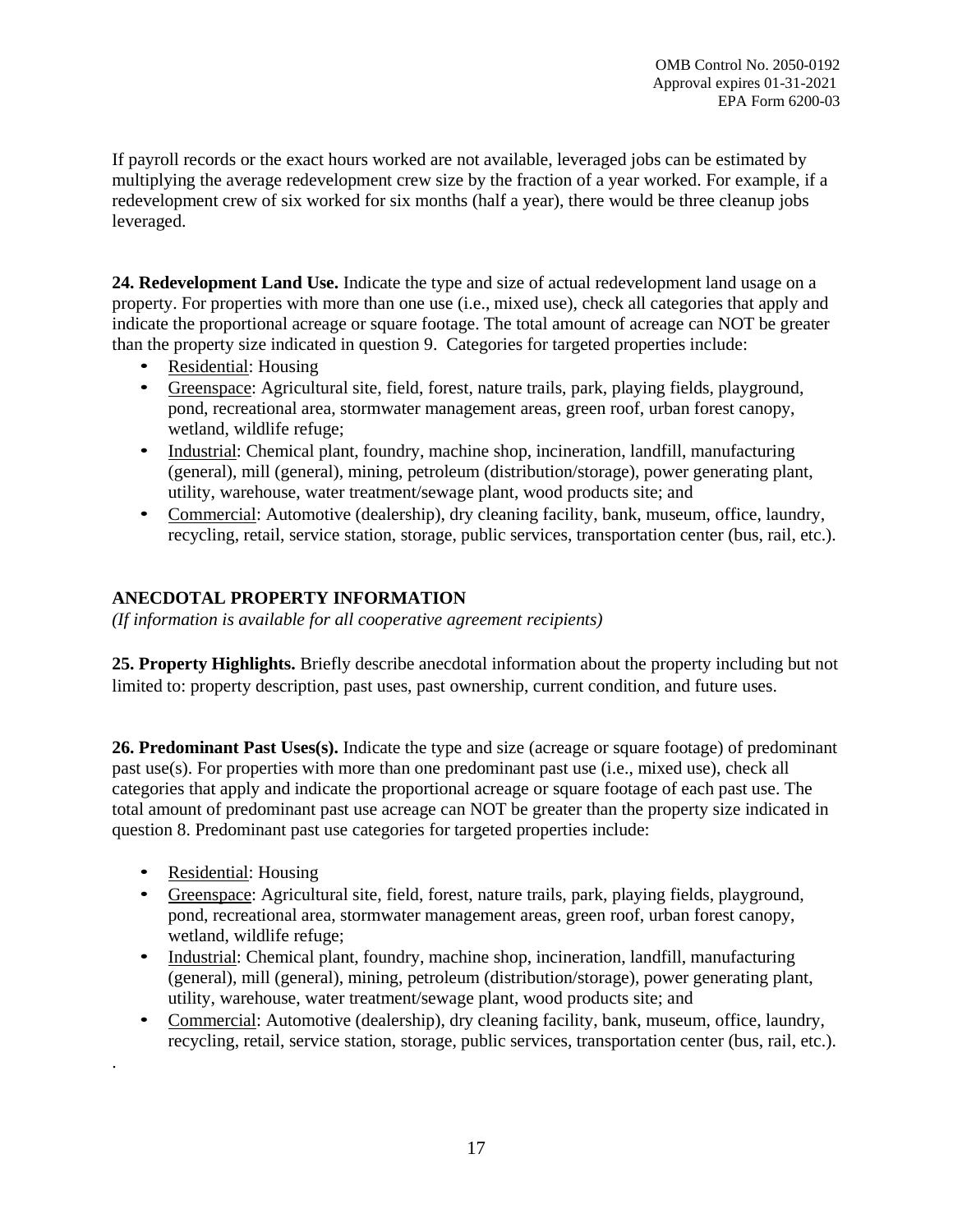If payroll records or the exact hours worked are not available, leveraged jobs can be estimated by multiplying the average redevelopment crew size by the fraction of a year worked. For example, if a redevelopment crew of six worked for six months (half a year), there would be three cleanup jobs leveraged.

**24. Redevelopment Land Use.** Indicate the type and size of actual redevelopment land usage on a property. For properties with more than one use (i.e., mixed use), check all categories that apply and indicate the proportional acreage or square footage. The total amount of acreage can NOT be greater than the property size indicated in question 9. Categories for targeted properties include:

- Residential: Housing
- Greenspace: Agricultural site, field, forest, nature trails, park, playing fields, playground, pond, recreational area, stormwater management areas, green roof, urban forest canopy, wetland, wildlife refuge;
- Industrial: Chemical plant, foundry, machine shop, incineration, landfill, manufacturing (general), mill (general), mining, petroleum (distribution/storage), power generating plant, utility, warehouse, water treatment/sewage plant, wood products site; and
- Commercial: Automotive (dealership), dry cleaning facility, bank, museum, office, laundry, recycling, retail, service station, storage, public services, transportation center (bus, rail, etc.).

## ANECDOTAL PROPERTY INFORMATION

*(If information is available for all cooperative agreement recipients)*

**25. Property Highlights.** Briefly describe anecdotal information about the property including but not limited to: property description, past uses, past ownership, current condition, and future uses.

**26. Predominant Past Uses(s).** Indicate the type and size (acreage or square footage) of predominant past use(s). For properties with more than one predominant past use (i.e., mixed use), check all categories that apply and indicate the proportional acreage or square footage of each past use. The total amount of predominant past use acreage can NOT be greater than the property size indicated in question 8. Predominant past use categories for targeted properties include:

- Residential: Housing
- Greenspace: Agricultural site, field, forest, nature trails, park, playing fields, playground, pond, recreational area, stormwater management areas, green roof, urban forest canopy, wetland, wildlife refuge;
- Industrial: Chemical plant, foundry, machine shop, incineration, landfill, manufacturing (general), mill (general), mining, petroleum (distribution/storage), power generating plant, utility, warehouse, water treatment/sewage plant, wood products site; and
- Commercial: Automotive (dealership), dry cleaning facility, bank, museum, office, laundry, recycling, retail, service station, storage, public services, transportation center (bus, rail, etc.).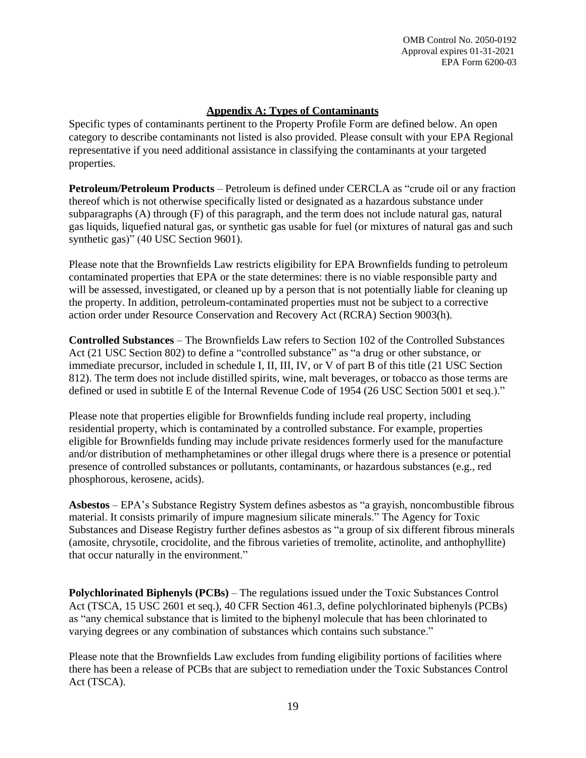OMB Control No. 2050-0192
Approval expires 01-31-2021
EPA Form 6200-03

## Appendix A: Types of Contaminants

Specific types of contaminants pertinent to the Property Profile Form are defined below. An open category to describe contaminants not listed is also provided. Please consult with your EPA Regional representative if you need additional assistance in classifying the contaminants at your targeted properties.

**Petroleum/Petroleum Products** – Petroleum is defined under CERCLA as "crude oil or any fraction thereof which is not otherwise specifically listed or designated as a hazardous substance under subparagraphs (A) through (F) of this paragraph, and the term does not include natural gas, natural gas liquids, liquefied natural gas, or synthetic gas usable for fuel (or mixtures of natural gas and such synthetic gas)" (40 USC Section 9601).

Please note that the Brownfields Law restricts eligibility for EPA Brownfields funding to petroleum contaminated properties that EPA or the state determines: there is no viable responsible party and will be assessed, investigated, or cleaned up by a person that is not potentially liable for cleaning up the property. In addition, petroleum-contaminated properties must not be subject to a corrective action order under Resource Conservation and Recovery Act (RCRA) Section 9003(h).

**Controlled Substances** – The Brownfields Law refers to Section 102 of the Controlled Substances Act (21 USC Section 802) to define a "controlled substance" as "a drug or other substance, or immediate precursor, included in schedule I, II, III, IV, or V of part B of this title (21 USC Section 812). The term does not include distilled spirits, wine, malt beverages, or tobacco as those terms are defined or used in subtitle E of the Internal Revenue Code of 1954 (26 USC Section 5001 et seq.)."

Please note that properties eligible for Brownfields funding include real property, including residential property, which is contaminated by a controlled substance. For example, properties eligible for Brownfields funding may include private residences formerly used for the manufacture and/or distribution of methamphetamines or other illegal drugs where there is a presence or potential presence of controlled substances or pollutants, contaminants, or hazardous substances (e.g., red phosphorous, kerosene, acids).

**Asbestos** – EPA's Substance Registry System defines asbestos as "a grayish, noncombustible fibrous material. It consists primarily of impure magnesium silicate minerals." The Agency for Toxic Substances and Disease Registry further defines asbestos as "a group of six different fibrous minerals (amosite, chrysotile, crocidolite, and the fibrous varieties of tremolite, actinolite, and anthophyllite) that occur naturally in the environment."

**Polychlorinated Biphenyls (PCBs)** – The regulations issued under the Toxic Substances Control Act (TSCA, 15 USC 2601 et seq.), 40 CFR Section 461.3, define polychlorinated biphenyls (PCBs) as "any chemical substance that is limited to the biphenyl molecule that has been chlorinated to varying degrees or any combination of substances which contains such substance."

Please note that the Brownfields Law excludes from funding eligibility portions of facilities where there has been a release of PCBs that are subject to remediation under the Toxic Substances Control Act (TSCA).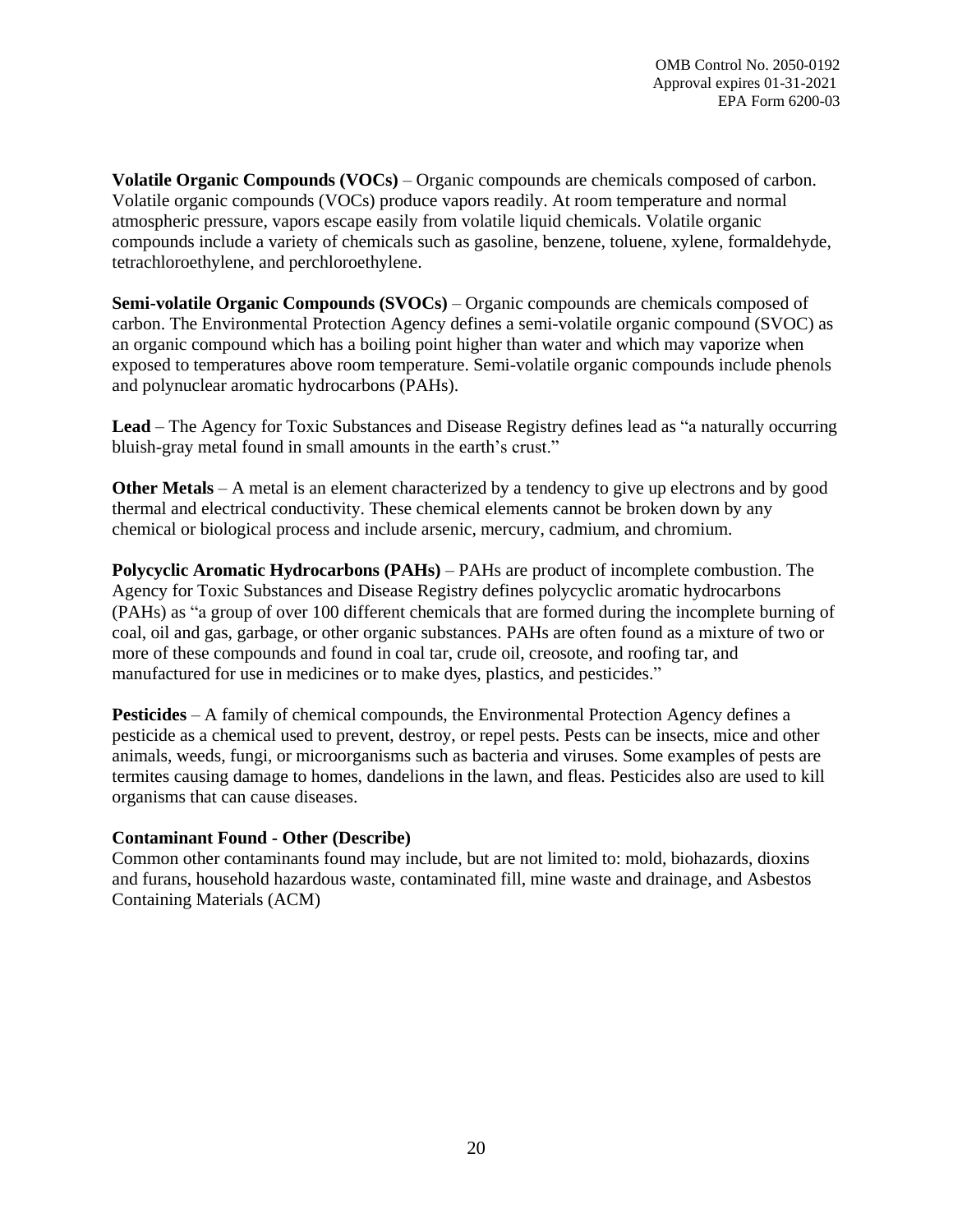**Volatile Organic Compounds (VOCs)** – Organic compounds are chemicals composed of carbon. Volatile organic compounds (VOCs) produce vapors readily. At room temperature and normal atmospheric pressure, vapors escape easily from volatile liquid chemicals. Volatile organic compounds include a variety of chemicals such as gasoline, benzene, toluene, xylene, formaldehyde, tetrachloroethylene, and perchloroethylene.

**Semi-volatile Organic Compounds (SVOCs)** – Organic compounds are chemicals composed of carbon. The Environmental Protection Agency defines a semi-volatile organic compound (SVOC) as an organic compound which has a boiling point higher than water and which may vaporize when exposed to temperatures above room temperature. Semi-volatile organic compounds include phenols and polynuclear aromatic hydrocarbons (PAHs).

**Lead** – The Agency for Toxic Substances and Disease Registry defines lead as "a naturally occurring bluish-gray metal found in small amounts in the earth's crust."

**Other Metals** – A metal is an element characterized by a tendency to give up electrons and by good thermal and electrical conductivity. These chemical elements cannot be broken down by any chemical or biological process and include arsenic, mercury, cadmium, and chromium.

**Polycyclic Aromatic Hydrocarbons (PAHs)** – PAHs are product of incomplete combustion. The Agency for Toxic Substances and Disease Registry defines polycyclic aromatic hydrocarbons (PAHs) as "a group of over 100 different chemicals that are formed during the incomplete burning of coal, oil and gas, garbage, or other organic substances. PAHs are often found as a mixture of two or more of these compounds and found in coal tar, crude oil, creosote, and roofing tar, and manufactured for use in medicines or to make dyes, plastics, and pesticides."

**Pesticides** – A family of chemical compounds, the Environmental Protection Agency defines a pesticide as a chemical used to prevent, destroy, or repel pests. Pests can be insects, mice and other animals, weeds, fungi, or microorganisms such as bacteria and viruses. Some examples of pests are termites causing damage to homes, dandelions in the lawn, and fleas. Pesticides also are used to kill organisms that can cause diseases.

**Contaminant Found - Other (Describe)**

Common other contaminants found may include, but are not limited to: mold, biohazards, dioxins and furans, household hazardous waste, contaminated fill, mine waste and drainage, and Asbestos Containing Materials (ACM)